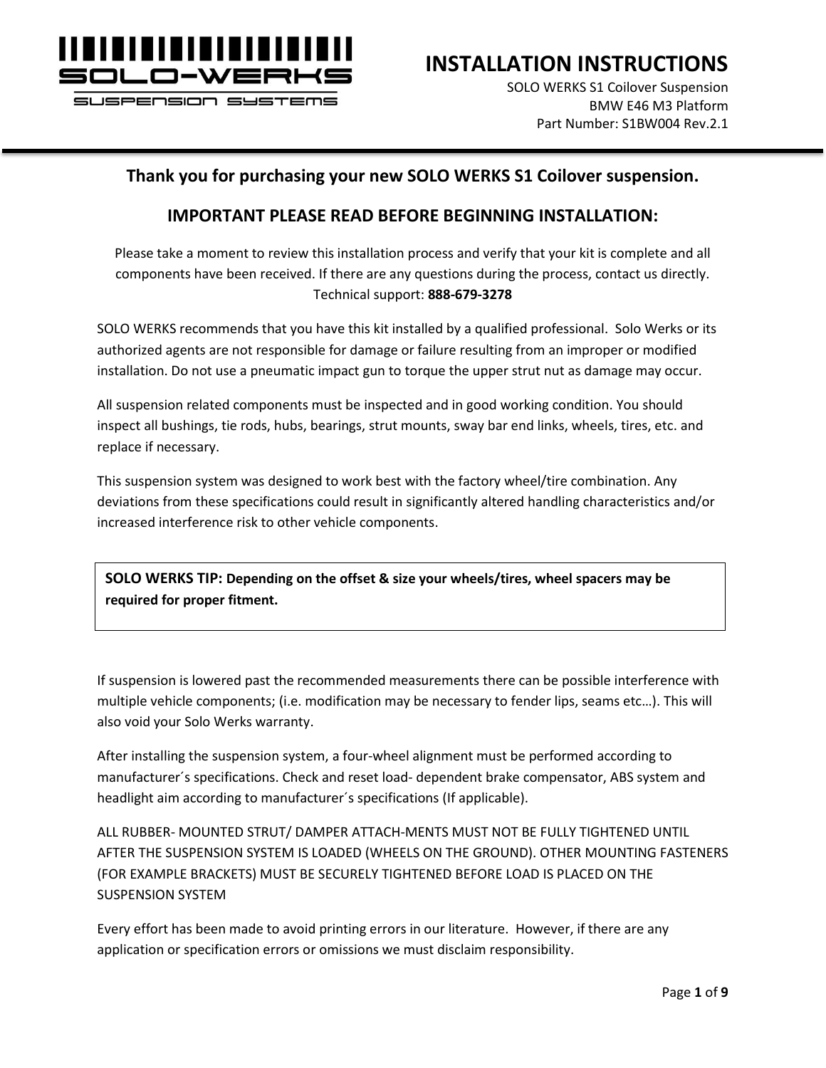SOLO-WERKS
SUSPENSION SYSTEMS

# INSTALLATION INSTRUCTIONS

SOLO WERKS S1 Coilover Suspension
BMW E46 M3 Platform
Part Number: S1BW004 Rev.2.1

## Thank you for purchasing your new SOLO WERKS S1 Coilover suspension.

## IMPORTANT PLEASE READ BEFORE BEGINNING INSTALLATION:

Please take a moment to review this installation process and verify that your kit is complete and all components have been received. If there are any questions during the process, contact us directly. Technical support: **888-679-3278**

SOLO WERKS recommends that you have this kit installed by a qualified professional. Solo Werks or its authorized agents are not responsible for damage or failure resulting from an improper or modified installation. Do not use a pneumatic impact gun to torque the upper strut nut as damage may occur.

All suspension related components must be inspected and in good working condition. You should inspect all bushings, tie rods, hubs, bearings, strut mounts, sway bar end links, wheels, tires, etc. and replace if necessary.

This suspension system was designed to work best with the factory wheel/tire combination. Any deviations from these specifications could result in significantly altered handling characteristics and/or increased interference risk to other vehicle components.

> **SOLO WERKS TIP: Depending on the offset & size your wheels/tires, wheel spacers may be required for proper fitment.**

If suspension is lowered past the recommended measurements there can be possible interference with multiple vehicle components; (i.e. modification may be necessary to fender lips, seams etc…). This will also void your Solo Werks warranty.

After installing the suspension system, a four-wheel alignment must be performed according to manufacturer´s specifications. Check and reset load- dependent brake compensator, ABS system and headlight aim according to manufacturer´s specifications (If applicable).

ALL RUBBER- MOUNTED STRUT/ DAMPER ATTACH-MENTS MUST NOT BE FULLY TIGHTENED UNTIL AFTER THE SUSPENSION SYSTEM IS LOADED (WHEELS ON THE GROUND). OTHER MOUNTING FASTENERS (FOR EXAMPLE BRACKETS) MUST BE SECURELY TIGHTENED BEFORE LOAD IS PLACED ON THE SUSPENSION SYSTEM

Every effort has been made to avoid printing errors in our literature. However, if there are any application or specification errors or omissions we must disclaim responsibility.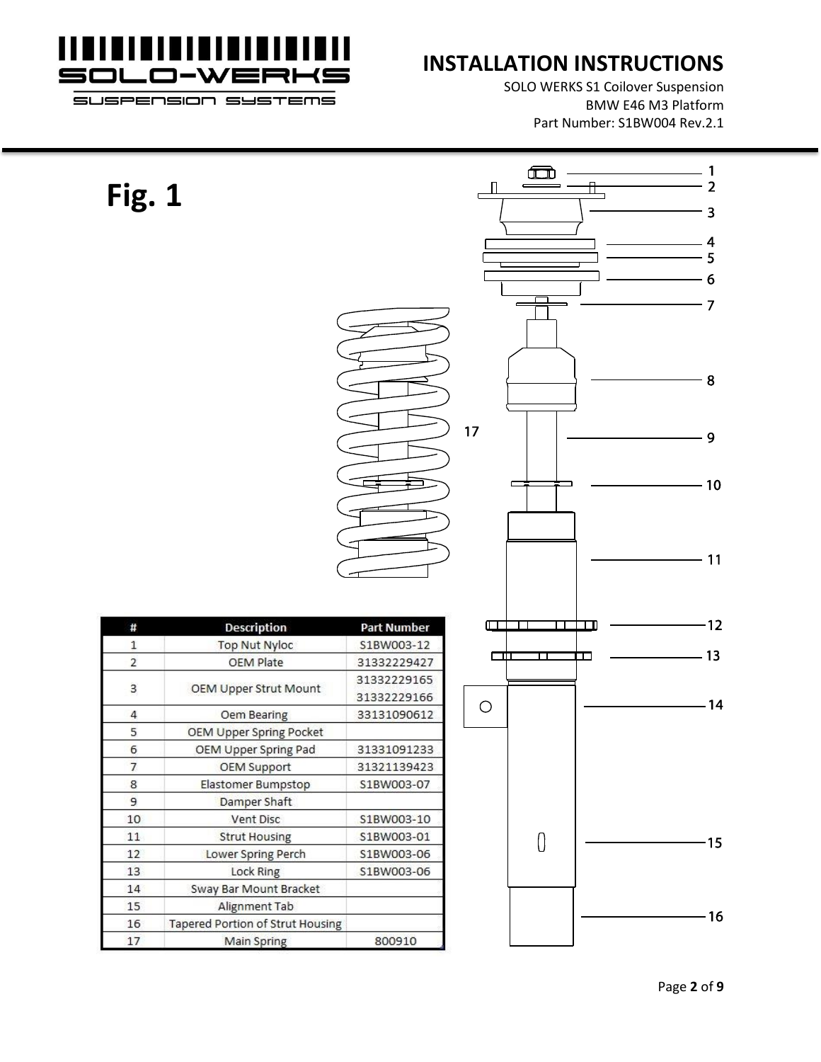# INSTALLATION INSTRUCTIONS

SOLO WERKS S1 Coilover Suspension
BMW E46 M3 Platform
Part Number: S1BW004 Rev.2.1

## Fig. 1

| # | Description | Part Number |
|---|---|---|
| 1 | Top Nut Nyloc | S1BW003-12 |
| 2 | OEM Plate | 31332229427 |
| 3 | OEM Upper Strut Mount | 31332229165<br>31332229166 |
| 4 | Oem Bearing | 33131090612 |
| 5 | OEM Upper Spring Pocket | |
| 6 | OEM Upper Spring Pad | 31331091233 |
| 7 | OEM Support | 31321139423 |
| 8 | Elastomer Bumpstop | S1BW003-07 |
| 9 | Damper Shaft | |
| 10 | Vent Disc | S1BW003-10 |
| 11 | Strut Housing | S1BW003-01 |
| 12 | Lower Spring Perch | S1BW003-06 |
| 13 | Lock Ring | S1BW003-06 |
| 14 | Sway Bar Mount Bracket | |
| 15 | Alignment Tab | |
| 16 | Tapered Portion of Strut Housing | |
| 17 | Main Spring | 800910 |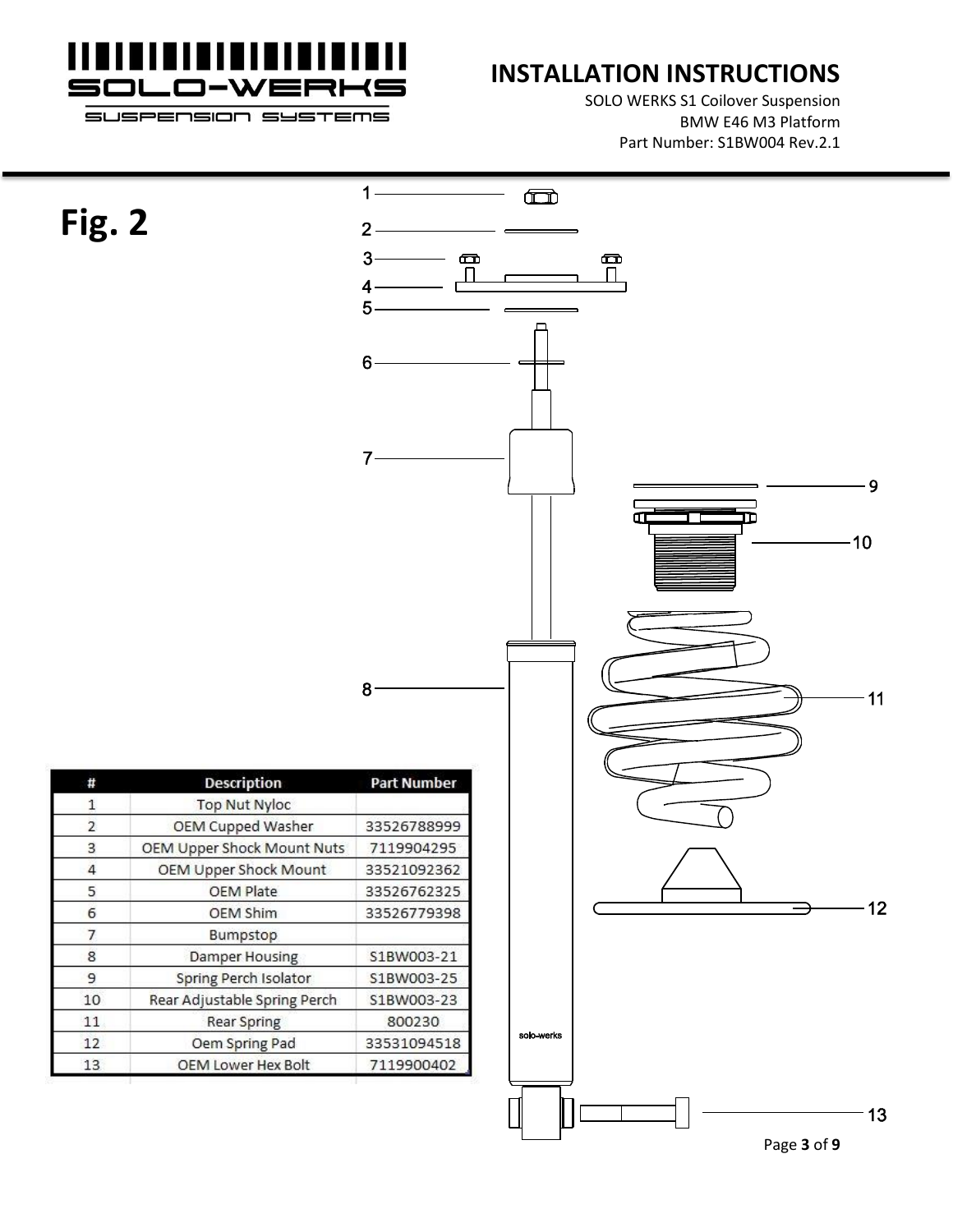# Fig. 2

| # | Description | Part Number |
|---|---|---|
| 1 | Top Nut Nyloc | |
| 2 | OEM Cupped Washer | 33526788999 |
| 3 | OEM Upper Shock Mount Nuts | 7119904295 |
| 4 | OEM Upper Shock Mount | 33521092362 |
| 5 | OEM Plate | 33526762325 |
| 6 | OEM Shim | 33526779398 |
| 7 | Bumpstop | |
| 8 | Damper Housing | S1BW003-21 |
| 9 | Spring Perch Isolator | S1BW003-25 |
| 10 | Rear Adjustable Spring Perch | S1BW003-23 |
| 11 | Rear Spring | 800230 |
| 12 | Oem Spring Pad | 33531094518 |
| 13 | OEM Lower Hex Bolt | 7119900402 |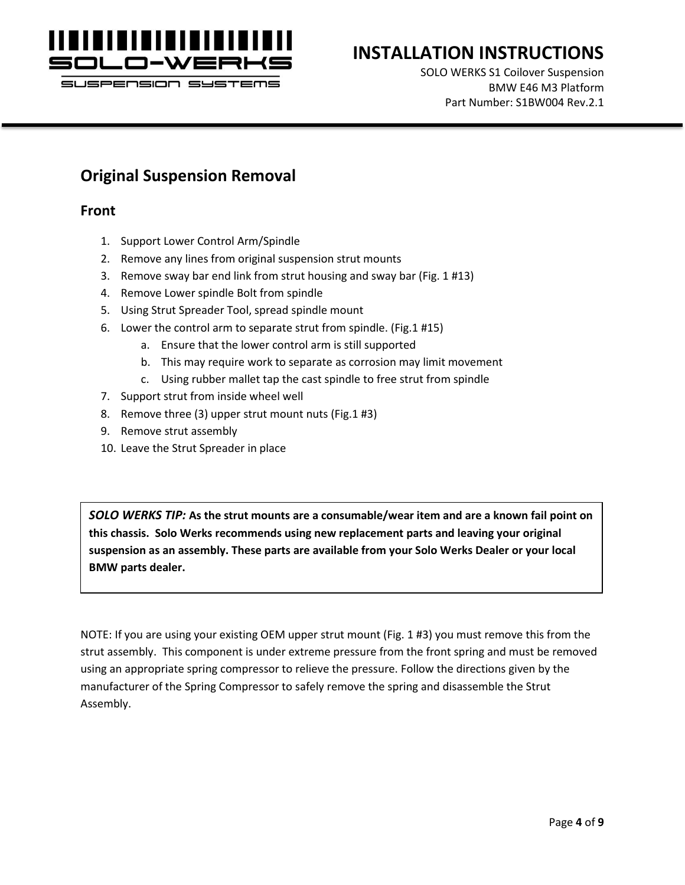## Original Suspension Removal

### Front

1. Support Lower Control Arm/Spindle
2. Remove any lines from original suspension strut mounts
3. Remove sway bar end link from strut housing and sway bar (Fig. 1 #13)
4. Remove Lower spindle Bolt from spindle
5. Using Strut Spreader Tool, spread spindle mount
6. Lower the control arm to separate strut from spindle. (Fig.1 #15)
   a. Ensure that the lower control arm is still supported
   b. This may require work to separate as corrosion may limit movement
   c. Using rubber mallet tap the cast spindle to free strut from spindle
7. Support strut from inside wheel well
8. Remove three (3) upper strut mount nuts (Fig.1 #3)
9. Remove strut assembly
10. Leave the Strut Spreader in place

> ***SOLO WERKS TIP:*** **As the strut mounts are a consumable/wear item and are a known fail point on this chassis. Solo Werks recommends using new replacement parts and leaving your original suspension as an assembly. These parts are available from your Solo Werks Dealer or your local BMW parts dealer.**

NOTE: If you are using your existing OEM upper strut mount (Fig. 1 #3) you must remove this from the strut assembly. This component is under extreme pressure from the front spring and must be removed using an appropriate spring compressor to relieve the pressure. Follow the directions given by the manufacturer of the Spring Compressor to safely remove the spring and disassemble the Strut Assembly.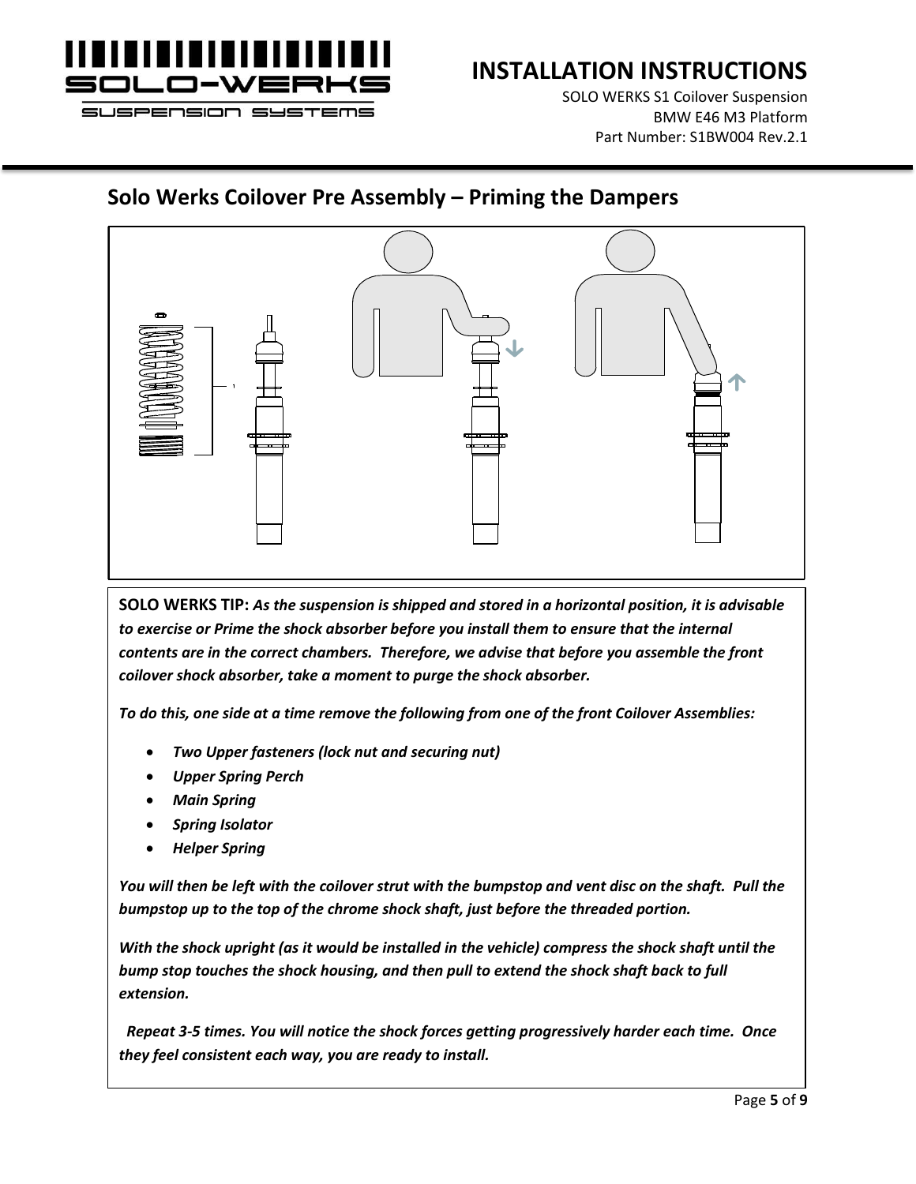## Solo Werks Coilover Pre Assembly – Priming the Dampers

**SOLO WERKS TIP:** ***As the suspension is shipped and stored in a horizontal position, it is advisable to exercise or Prime the shock absorber before you install them to ensure that the internal contents are in the correct chambers. Therefore, we advise that before you assemble the front coilover shock absorber, take a moment to purge the shock absorber.***

***To do this, one side at a time remove the following from one of the front Coilover Assemblies:***

- ***Two Upper fasteners (lock nut and securing nut)***
- ***Upper Spring Perch***
- ***Main Spring***
- ***Spring Isolator***
- ***Helper Spring***

***You will then be left with the coilover strut with the bumpstop and vent disc on the shaft. Pull the bumpstop up to the top of the chrome shock shaft, just before the threaded portion.***

***With the shock upright (as it would be installed in the vehicle) compress the shock shaft until the bump stop touches the shock housing, and then pull to extend the shock shaft back to full extension.***

***Repeat 3-5 times. You will notice the shock forces getting progressively harder each time. Once they feel consistent each way, you are ready to install.***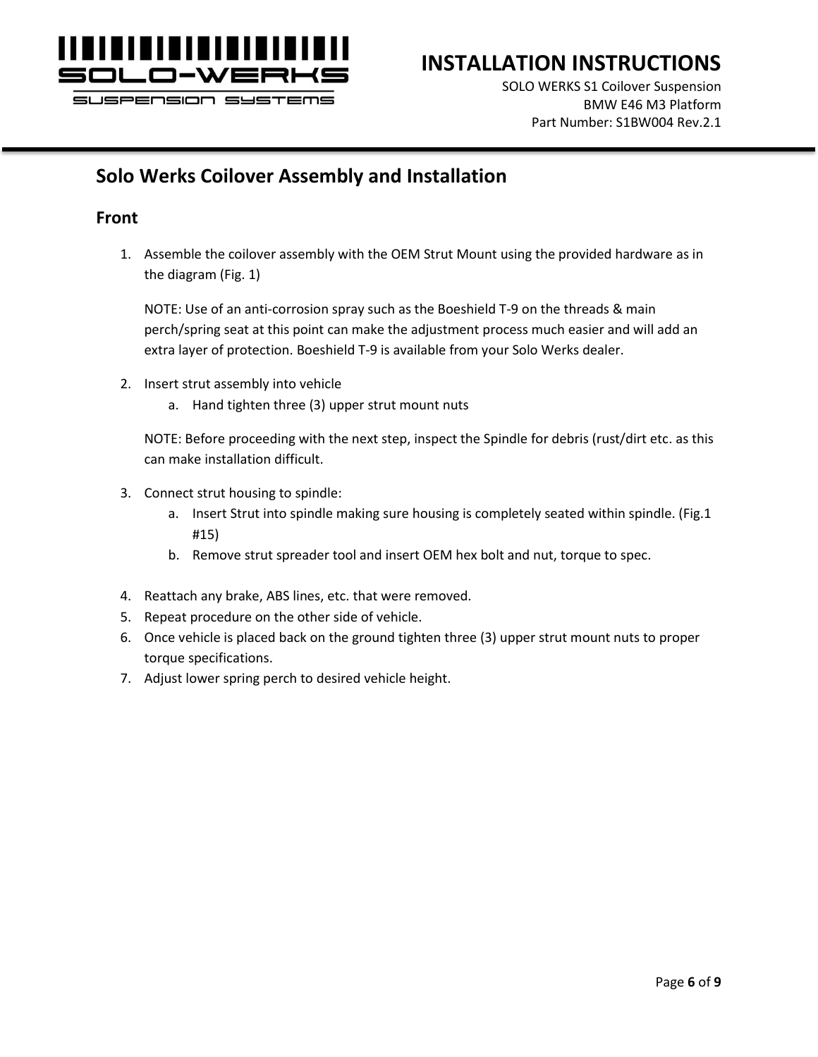## Solo Werks Coilover Assembly and Installation

### Front

1. Assemble the coilover assembly with the OEM Strut Mount using the provided hardware as in the diagram (Fig. 1)

   NOTE: Use of an anti-corrosion spray such as the Boeshield T-9 on the threads & main perch/spring seat at this point can make the adjustment process much easier and will add an extra layer of protection. Boeshield T-9 is available from your Solo Werks dealer.

2. Insert strut assembly into vehicle
   a. Hand tighten three (3) upper strut mount nuts

   NOTE: Before proceeding with the next step, inspect the Spindle for debris (rust/dirt etc. as this can make installation difficult.

3. Connect strut housing to spindle:
   a. Insert Strut into spindle making sure housing is completely seated within spindle. (Fig.1 #15)
   b. Remove strut spreader tool and insert OEM hex bolt and nut, torque to spec.

4. Reattach any brake, ABS lines, etc. that were removed.
5. Repeat procedure on the other side of vehicle.
6. Once vehicle is placed back on the ground tighten three (3) upper strut mount nuts to proper torque specifications.
7. Adjust lower spring perch to desired vehicle height.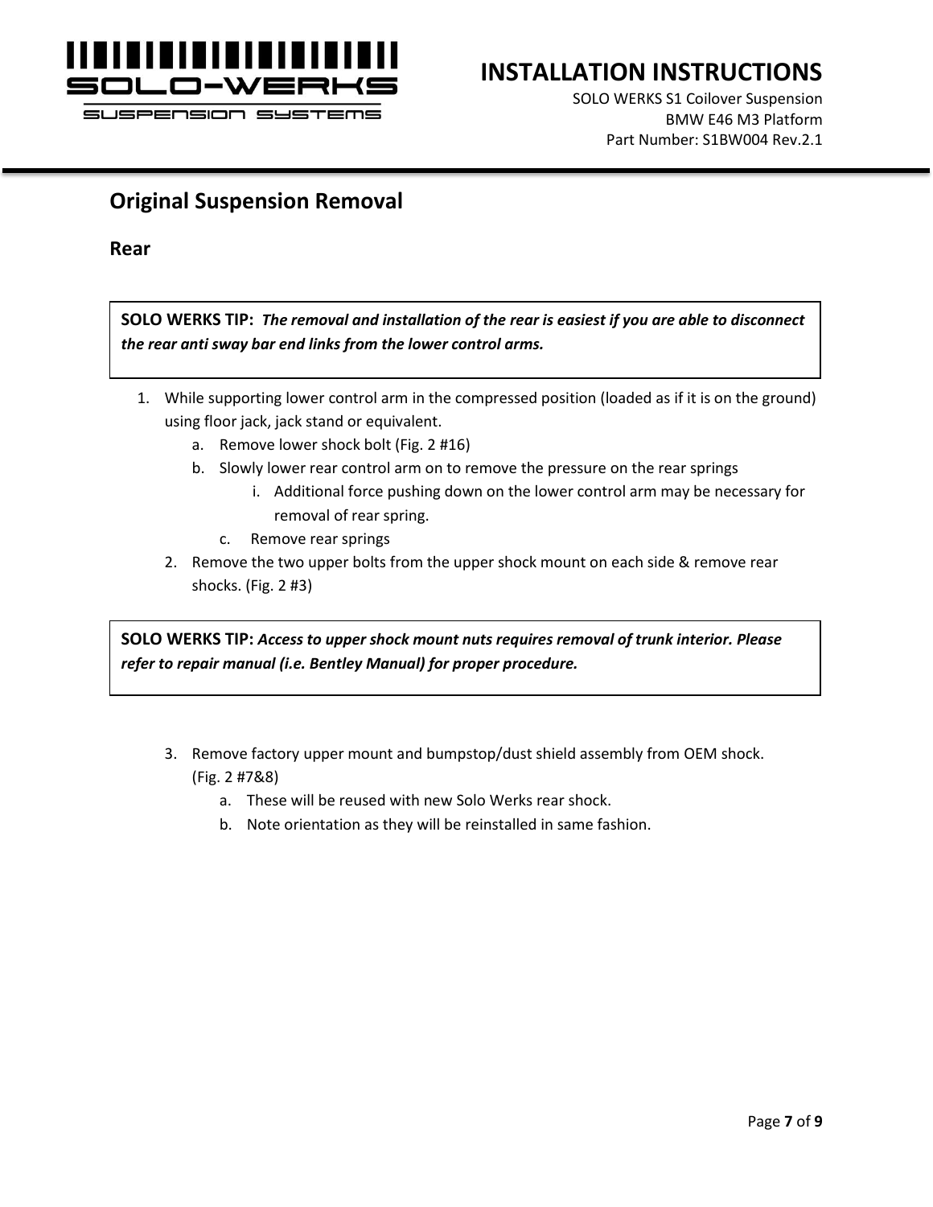## Original Suspension Removal

### Rear

> **SOLO WERKS TIP:** ***The removal and installation of the rear is easiest if you are able to disconnect the rear anti sway bar end links from the lower control arms.***

1. While supporting lower control arm in the compressed position (loaded as if it is on the ground) using floor jack, jack stand or equivalent.
    a. Remove lower shock bolt (Fig. 2 #16)
    b. Slowly lower rear control arm on to remove the pressure on the rear springs
        i. Additional force pushing down on the lower control arm may be necessary for removal of rear spring.
    c. Remove rear springs
2. Remove the two upper bolts from the upper shock mount on each side & remove rear shocks. (Fig. 2 #3)

> **SOLO WERKS TIP:** ***Access to upper shock mount nuts requires removal of trunk interior. Please refer to repair manual (i.e. Bentley Manual) for proper procedure.***

3. Remove factory upper mount and bumpstop/dust shield assembly from OEM shock. (Fig. 2 #7&8)
    a. These will be reused with new Solo Werks rear shock.
    b. Note orientation as they will be reinstalled in same fashion.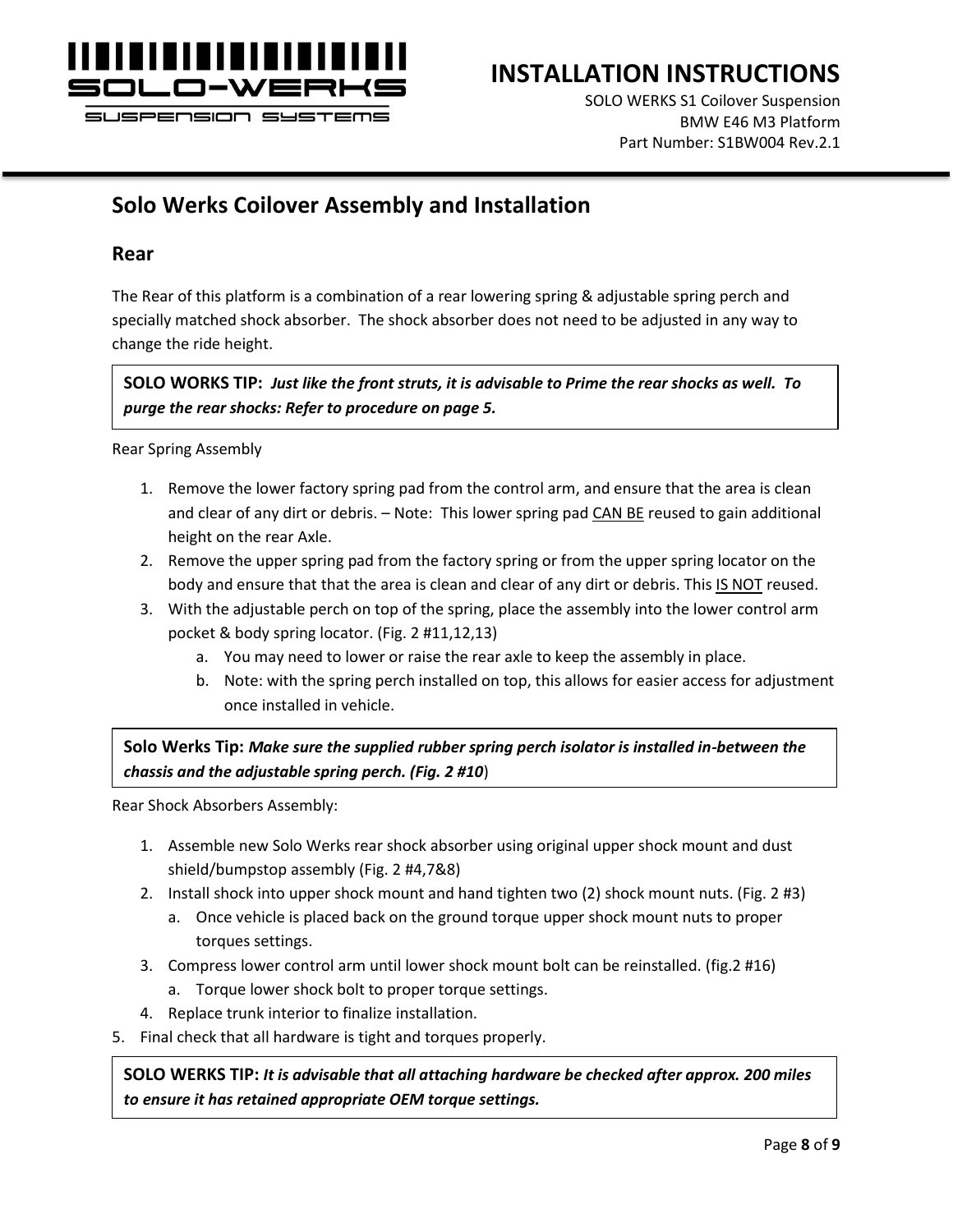## Solo Werks Coilover Assembly and Installation

### Rear

The Rear of this platform is a combination of a rear lowering spring & adjustable spring perch and specially matched shock absorber. The shock absorber does not need to be adjusted in any way to change the ride height.

> **SOLO WORKS TIP:** ***Just like the front struts, it is advisable to Prime the rear shocks as well. To purge the rear shocks: Refer to procedure on page 5.***

Rear Spring Assembly

1. Remove the lower factory spring pad from the control arm, and ensure that the area is clean and clear of any dirt or debris. – Note: This lower spring pad <u>CAN BE</u> reused to gain additional height on the rear Axle.
2. Remove the upper spring pad from the factory spring or from the upper spring locator on the body and ensure that that the area is clean and clear of any dirt or debris. This <u>IS NOT</u> reused.
3. With the adjustable perch on top of the spring, place the assembly into the lower control arm pocket & body spring locator. (Fig. 2 #11,12,13)
   a. You may need to lower or raise the rear axle to keep the assembly in place.
   b. Note: with the spring perch installed on top, this allows for easier access for adjustment once installed in vehicle.

> **Solo Werks Tip:** ***Make sure the supplied rubber spring perch isolator is installed in-between the chassis and the adjustable spring perch. (Fig. 2 #10***)

Rear Shock Absorbers Assembly:

1. Assemble new Solo Werks rear shock absorber using original upper shock mount and dust shield/bumpstop assembly (Fig. 2 #4,7&8)
2. Install shock into upper shock mount and hand tighten two (2) shock mount nuts. (Fig. 2 #3)
   a. Once vehicle is placed back on the ground torque upper shock mount nuts to proper torques settings.
3. Compress lower control arm until lower shock mount bolt can be reinstalled. (fig.2 #16)
   a. Torque lower shock bolt to proper torque settings.
4. Replace trunk interior to finalize installation.

5. Final check that all hardware is tight and torques properly.

> **SOLO WERKS TIP:** ***It is advisable that all attaching hardware be checked after approx. 200 miles to ensure it has retained appropriate OEM torque settings.***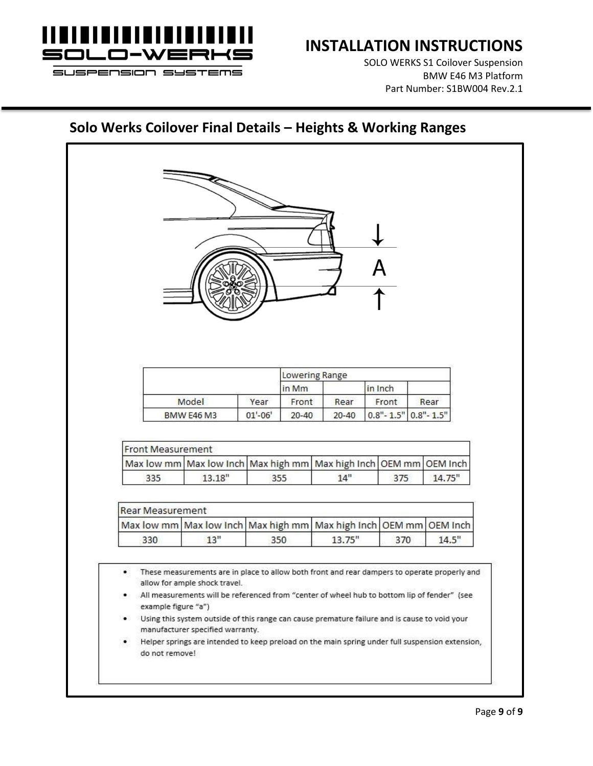## Solo Werks Coilover Final Details – Heights & Working Ranges

A

| | | Lowering Range | | | |
|---|---|---|---|---|---|
| | | in Mm | | in Inch | |
| Model | Year | Front | Rear | Front | Rear |
| BMW E46 M3 | 01'-06' | 20-40 | 20-40 | 0.8"- 1.5" | 0.8"- 1.5" |

| Front Measurement | | | | | |
|---|---|---|---|---|---|
| Max low mm | Max low Inch | Max high mm | Max high Inch | OEM mm | OEM Inch |
| 335 | 13.18" | 355 | 14" | 375 | 14.75" |

| Rear Measurement | | | | | |
|---|---|---|---|---|---|
| Max low mm | Max low Inch | Max high mm | Max high Inch | OEM mm | OEM Inch |
| 330 | 13" | 350 | 13.75" | 370 | 14.5" |

- These measurements are in place to allow both front and rear dampers to operate properly and allow for ample shock travel.
- All measurements will be referenced from "center of wheel hub to bottom lip of fender" (see example figure "a")
- Using this system outside of this range can cause premature failure and is cause to void your manufacturer specified warranty.
- Helper springs are intended to keep preload on the main spring under full suspension extension, do not remove!